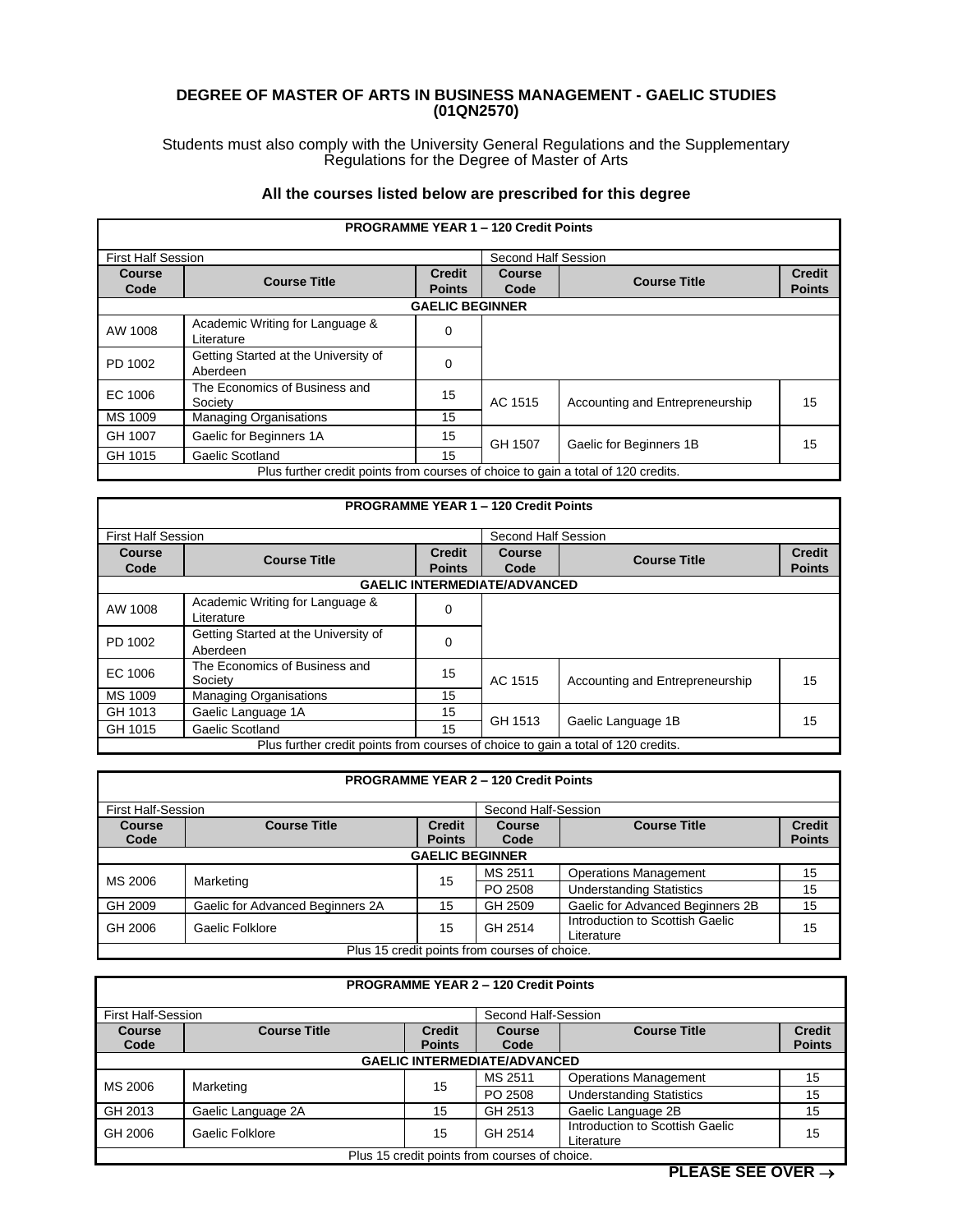**DEGREE OF MASTER OF ARTS IN BUSINESS MANAGEMENT - GAELIC STUDIES (01QN2570)**

Students must also comply with the University General Regulations and the Supplementary Regulations for the Degree of Master of Arts

**All the courses listed below are prescribed for this degree**

| **PROGRAMME YEAR 1 – 120 Credit Points** | | | | | |
|---|---|---|---|---|---|
| First Half Session | | | Second Half Session | | |
| **Course Code** | **Course Title** | **Credit Points** | **Course Code** | **Course Title** | **Credit Points** |
| **GAELIC BEGINNER** | | | | | |
| AW 1008 | Academic Writing for Language & Literature | 0 | | | |
| PD 1002 | Getting Started at the University of Aberdeen | 0 | | | |
| EC 1006 | The Economics of Business and Society | 15 | AC 1515 | Accounting and Entrepreneurship | 15 |
| MS 1009 | Managing Organisations | 15 | | | |
| GH 1007 | Gaelic for Beginners 1A | 15 | GH 1507 | Gaelic for Beginners 1B | 15 |
| GH 1015 | Gaelic Scotland | 15 | | | |
| Plus further credit points from courses of choice to gain a total of 120 credits. | | | | | |

| **PROGRAMME YEAR 1 – 120 Credit Points** | | | | | |
|---|---|---|---|---|---|
| First Half Session | | | Second Half Session | | |
| **Course Code** | **Course Title** | **Credit Points** | **Course Code** | **Course Title** | **Credit Points** |
| **GAELIC INTERMEDIATE/ADVANCED** | | | | | |
| AW 1008 | Academic Writing for Language & Literature | 0 | | | |
| PD 1002 | Getting Started at the University of Aberdeen | 0 | | | |
| EC 1006 | The Economics of Business and Society | 15 | AC 1515 | Accounting and Entrepreneurship | 15 |
| MS 1009 | Managing Organisations | 15 | | | |
| GH 1013 | Gaelic Language 1A | 15 | GH 1513 | Gaelic Language 1B | 15 |
| GH 1015 | Gaelic Scotland | 15 | | | |
| Plus further credit points from courses of choice to gain a total of 120 credits. | | | | | |

| **PROGRAMME YEAR 2 – 120 Credit Points** | | | | | |
|---|---|---|---|---|---|
| First Half-Session | | | Second Half-Session | | |
| **Course Code** | **Course Title** | **Credit Points** | **Course Code** | **Course Title** | **Credit Points** |
| **GAELIC BEGINNER** | | | | | |
| MS 2006 | Marketing | 15 | MS 2511 | Operations Management | 15 |
| | | | PO 2508 | Understanding Statistics | 15 |
| GH 2009 | Gaelic for Advanced Beginners 2A | 15 | GH 2509 | Gaelic for Advanced Beginners 2B | 15 |
| GH 2006 | Gaelic Folklore | 15 | GH 2514 | Introduction to Scottish Gaelic Literature | 15 |
| Plus 15 credit points from courses of choice. | | | | | |

| **PROGRAMME YEAR 2 – 120 Credit Points** | | | | | |
|---|---|---|---|---|---|
| First Half-Session | | | Second Half-Session | | |
| **Course Code** | **Course Title** | **Credit Points** | **Course Code** | **Course Title** | **Credit Points** |
| **GAELIC INTERMEDIATE/ADVANCED** | | | | | |
| MS 2006 | Marketing | 15 | MS 2511 | Operations Management | 15 |
| | | | PO 2508 | Understanding Statistics | 15 |
| GH 2013 | Gaelic Language 2A | 15 | GH 2513 | Gaelic Language 2B | 15 |
| GH 2006 | Gaelic Folklore | 15 | GH 2514 | Introduction to Scottish Gaelic Literature | 15 |
| Plus 15 credit points from courses of choice. | | | | | |

**PLEASE SEE OVER →**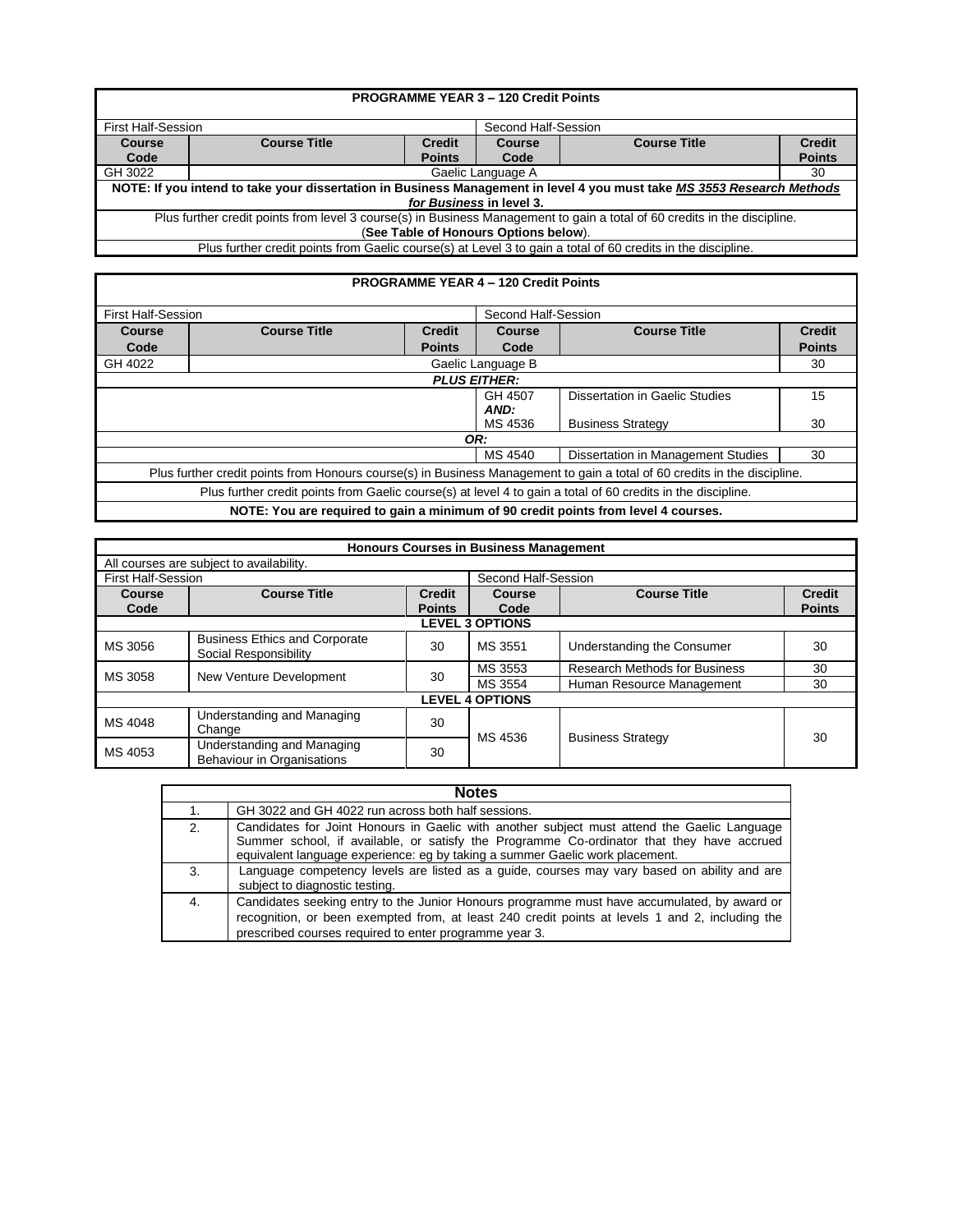| PROGRAMME YEAR 3 – 120 Credit Points | | | | | |
|---|---|---|---|---|---|
| First Half-Session | | | Second Half-Session | | |
| **Course Code** | **Course Title** | **Credit Points** | **Course Code** | **Course Title** | **Credit Points** |
| GH 3022 | Gaelic Language A | | | | 30 |
| **NOTE: If you intend to take your dissertation in Business Management in level 4 you must take *MS 3553 Research Methods for Business* in level 3.** | | | | | |
| Plus further credit points from level 3 course(s) in Business Management to gain a total of 60 credits in the discipline. (**See Table of Honours Options below**). | | | | | |
| Plus further credit points from Gaelic course(s) at Level 3 to gain a total of 60 credits in the discipline. | | | | | |

| PROGRAMME YEAR 4 – 120 Credit Points | | | | | |
|---|---|---|---|---|---|
| First Half-Session | | | Second Half-Session | | |
| **Course Code** | **Course Title** | **Credit Points** | **Course Code** | **Course Title** | **Credit Points** |
| GH 4022 | Gaelic Language B | | | | 30 |
| ***PLUS EITHER:*** | | | | | |
| | | | GH 4507 | Dissertation in Gaelic Studies | 15 |
| | | | ***AND:*** | | |
| | | | MS 4536 | Business Strategy | 30 |
| ***OR:*** | | | | | |
| | | | MS 4540 | Dissertation in Management Studies | 30 |
| Plus further credit points from Honours course(s) in Business Management to gain a total of 60 credits in the discipline. | | | | | |
| Plus further credit points from Gaelic course(s) at level 4 to gain a total of 60 credits in the discipline. | | | | | |
| **NOTE: You are required to gain a minimum of 90 credit points from level 4 courses.** | | | | | |

| Honours Courses in Business Management | | | | | |
|---|---|---|---|---|---|
| All courses are subject to availability. | | | | | |
| First Half-Session | | | Second Half-Session | | |
| **Course Code** | **Course Title** | **Credit Points** | **Course Code** | **Course Title** | **Credit Points** |
| **LEVEL 3 OPTIONS** | | | | | |
| MS 3056 | Business Ethics and Corporate Social Responsibility | 30 | MS 3551 | Understanding the Consumer | 30 |
| MS 3058 | New Venture Development | 30 | MS 3553 | Research Methods for Business | 30 |
| | | | MS 3554 | Human Resource Management | 30 |
| **LEVEL 4 OPTIONS** | | | | | |
| MS 4048 | Understanding and Managing Change | 30 | MS 4536 | Business Strategy | 30 |
| MS 4053 | Understanding and Managing Behaviour in Organisations | 30 | | | |

| Notes | |
|---|---|
| 1. | GH 3022 and GH 4022 run across both half sessions. |
| 2. | Candidates for Joint Honours in Gaelic with another subject must attend the Gaelic Language Summer school, if available, or satisfy the Programme Co-ordinator that they have accrued equivalent language experience: eg by taking a summer Gaelic work placement. |
| 3. | Language competency levels are listed as a guide, courses may vary based on ability and are subject to diagnostic testing. |
| 4. | Candidates seeking entry to the Junior Honours programme must have accumulated, by award or recognition, or been exempted from, at least 240 credit points at levels 1 and 2, including the prescribed courses required to enter programme year 3. |